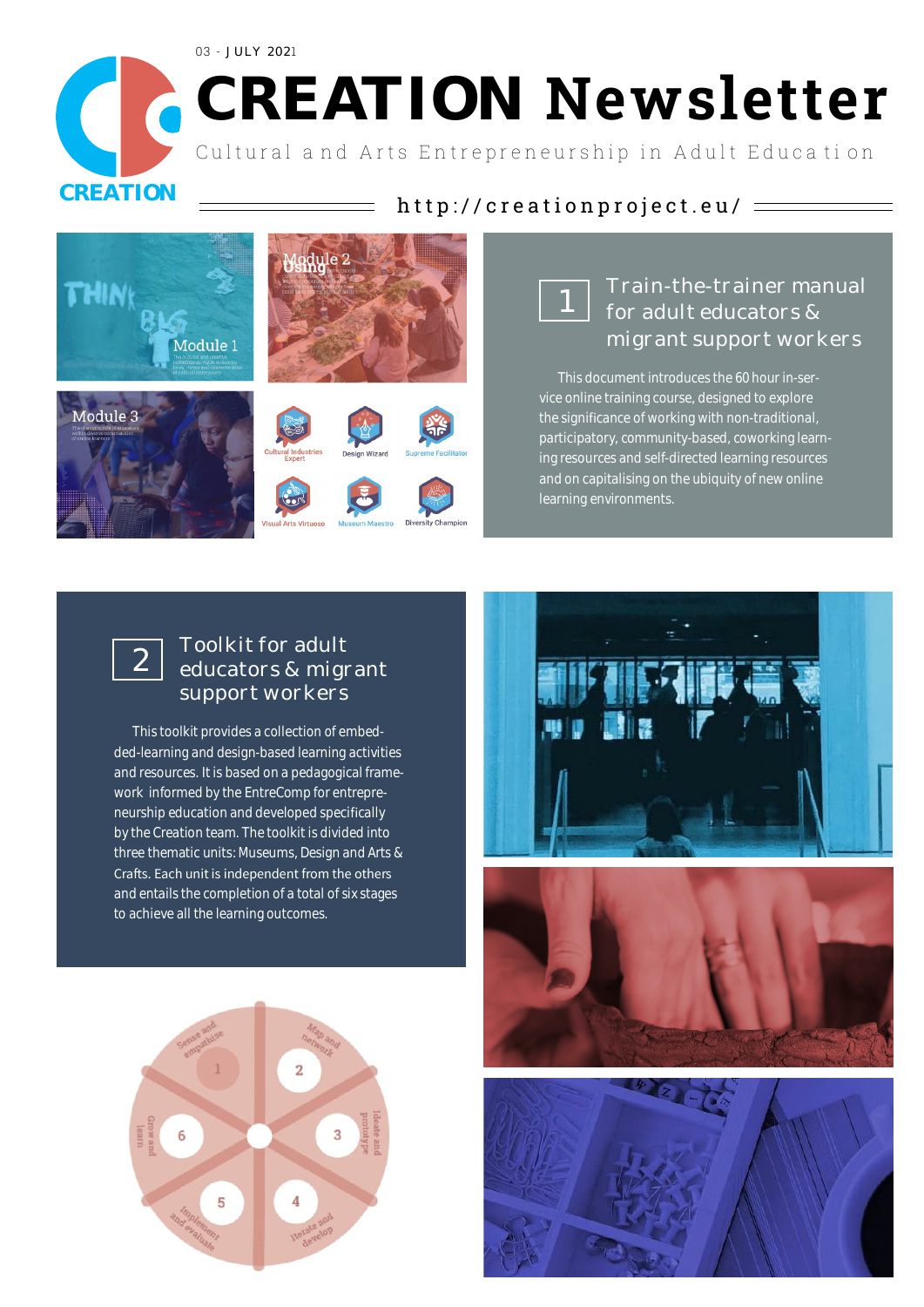03 - JULY 2021

# CREATION Newsletter

Cultural and Arts Entrepreneurship in Adult Education

http://creationproject.eu/

## 1 Train-the-trainer manual for adult educators & migrant support workers

This document introduces the 60 hour in-service online training course, designed to explore the significance of working with non-traditional, participatory, community-based, coworking learning resources and self-directed learning resources and on capitalising on the ubiquity of new online learning environments.

## 2 Toolkit for adult educators & migrant support workers

This toolkit provides a collection of embedded-learning and design-based learning activities and resources. It is based on a pedagogical framework informed by the EntreComp for entrepreneurship education and developed specifically by the Creation team. The toolkit is divided into three thematic units: Museums, Design and Arts & Crafts. Each unit is independent from the others and entails the completion of a total of six stages to achieve all the learning outcomes.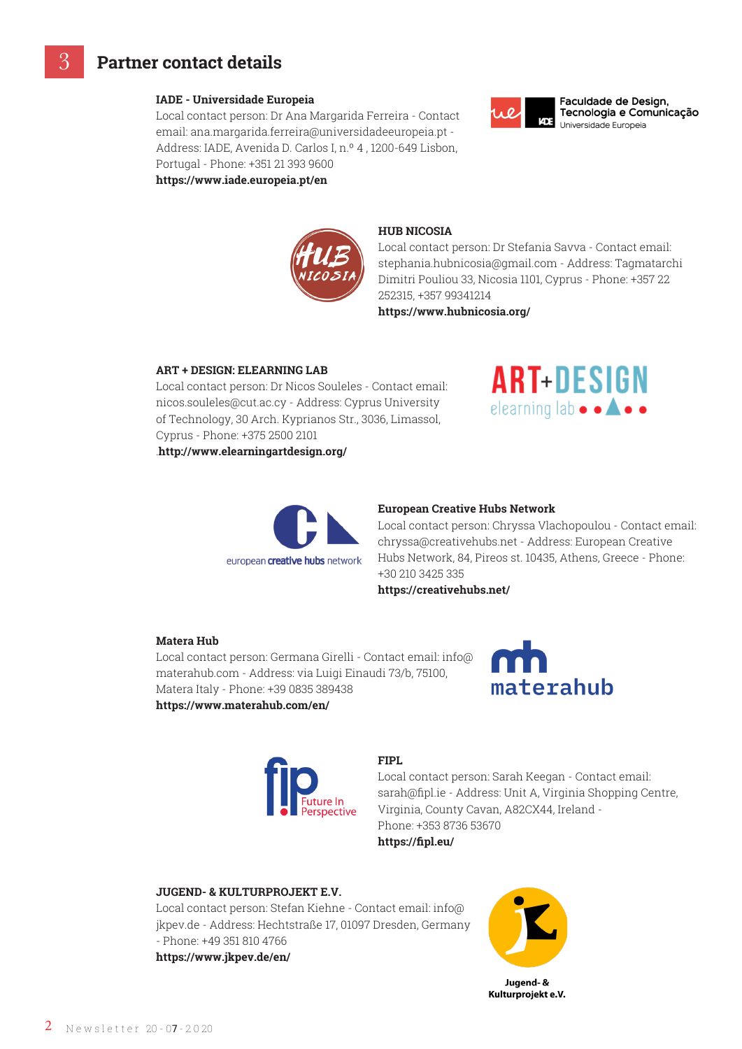## 3 Partner contact details

**IADE - Universidade Europeia**
Local contact person: Dr Ana Margarida Ferreira - Contact email: ana.margarida.ferreira@universidadeeuropeia.pt - Address: IADE, Avenida D. Carlos I, n.º 4 , 1200-649 Lisbon, Portugal - Phone: +351 21 393 9600
**https://www.iade.europeia.pt/en**

**HUB NICOSIA**
Local contact person: Dr Stefania Savva - Contact email: stephania.hubnicosia@gmail.com - Address: Tagmatarchi Dimitri Pouliou 33, Nicosia 1101, Cyprus - Phone: +357 22 252315, +357 99341214
**https://www.hubnicosia.org/**

**ART + DESIGN: ELEARNING LAB**
Local contact person: Dr Nicos Souleles - Contact email: nicos.souleles@cut.ac.cy - Address: Cyprus University of Technology, 30 Arch. Kyprianos Str., 3036, Limassol, Cyprus - Phone: +375 2500 2101
.**http://www.elearningartdesign.org/**

**European Creative Hubs Network**
Local contact person: Chryssa Vlachopoulou - Contact email: chryssa@creativehubs.net - Address: European Creative Hubs Network, 84, Pireos st. 10435, Athens, Greece - Phone: +30 210 3425 335
**https://creativehubs.net/**

**Matera Hub**
Local contact person: Germana Girelli - Contact email: info@materahub.com - Address: via Luigi Einaudi 73/b, 75100, Matera Italy - Phone: +39 0835 389438
**https://www.materahub.com/en/**

**FIPL**
Local contact person: Sarah Keegan - Contact email: sarah@fipl.ie - Address: Unit A, Virginia Shopping Centre, Virginia, County Cavan, A82CX44, Ireland - Phone: +353 8736 53670
**https://fipl.eu/**

**JUGEND- & KULTURPROJEKT E.V.**
Local contact person: Stefan Kiehne - Contact email: info@jkpev.de - Address: Hechtstraße 17, 01097 Dresden, Germany - Phone: +49 351 810 4766
**https://www.jkpev.de/en/**